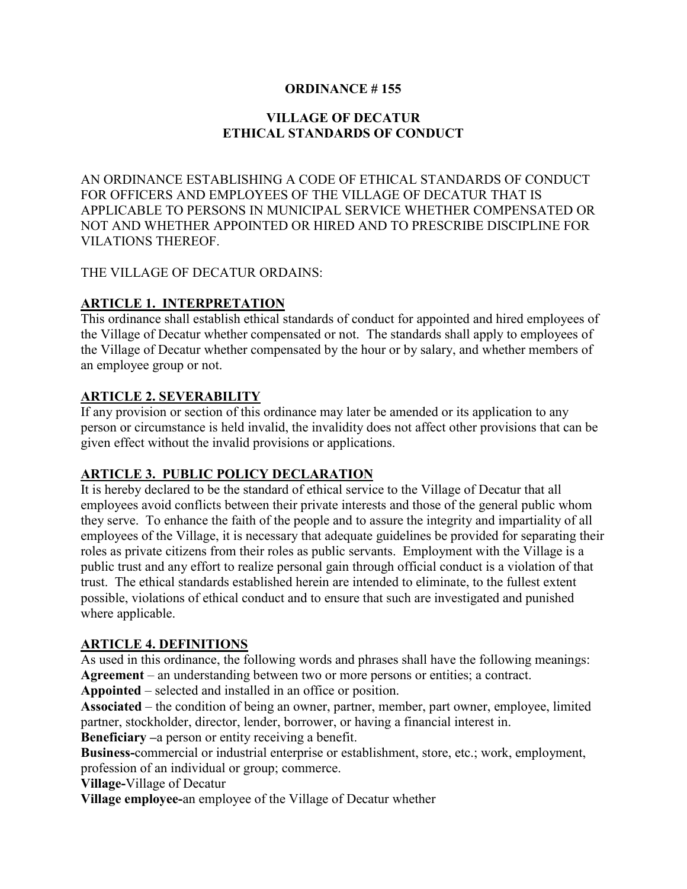**ORDINANCE # 155**

**VILLAGE OF DECATUR**
**ETHICAL STANDARDS OF CONDUCT**

AN ORDINANCE ESTABLISHING A CODE OF ETHICAL STANDARDS OF CONDUCT FOR OFFICERS AND EMPLOYEES OF THE VILLAGE OF DECATUR THAT IS APPLICABLE TO PERSONS IN MUNICIPAL SERVICE WHETHER COMPENSATED OR NOT AND WHETHER APPOINTED OR HIRED AND TO PRESCRIBE DISCIPLINE FOR VILATIONS THEREOF.

THE VILLAGE OF DECATUR ORDAINS:

## ARTICLE 1. INTERPRETATION

This ordinance shall establish ethical standards of conduct for appointed and hired employees of the Village of Decatur whether compensated or not. The standards shall apply to employees of the Village of Decatur whether compensated by the hour or by salary, and whether members of an employee group or not.

## ARTICLE 2. SEVERABILITY

If any provision or section of this ordinance may later be amended or its application to any person or circumstance is held invalid, the invalidity does not affect other provisions that can be given effect without the invalid provisions or applications.

## ARTICLE 3. PUBLIC POLICY DECLARATION

It is hereby declared to be the standard of ethical service to the Village of Decatur that all employees avoid conflicts between their private interests and those of the general public whom they serve. To enhance the faith of the people and to assure the integrity and impartiality of all employees of the Village, it is necessary that adequate guidelines be provided for separating their roles as private citizens from their roles as public servants. Employment with the Village is a public trust and any effort to realize personal gain through official conduct is a violation of that trust. The ethical standards established herein are intended to eliminate, to the fullest extent possible, violations of ethical conduct and to ensure that such are investigated and punished where applicable.

## ARTICLE 4. DEFINITIONS

As used in this ordinance, the following words and phrases shall have the following meanings:

**Agreement** – an understanding between two or more persons or entities; a contract.

**Appointed** – selected and installed in an office or position.

**Associated** – the condition of being an owner, partner, member, part owner, employee, limited partner, stockholder, director, lender, borrower, or having a financial interest in.

**Beneficiary –**a person or entity receiving a benefit.

**Business-**commercial or industrial enterprise or establishment, store, etc.; work, employment, profession of an individual or group; commerce.

**Village-**Village of Decatur

**Village employee-**an employee of the Village of Decatur whether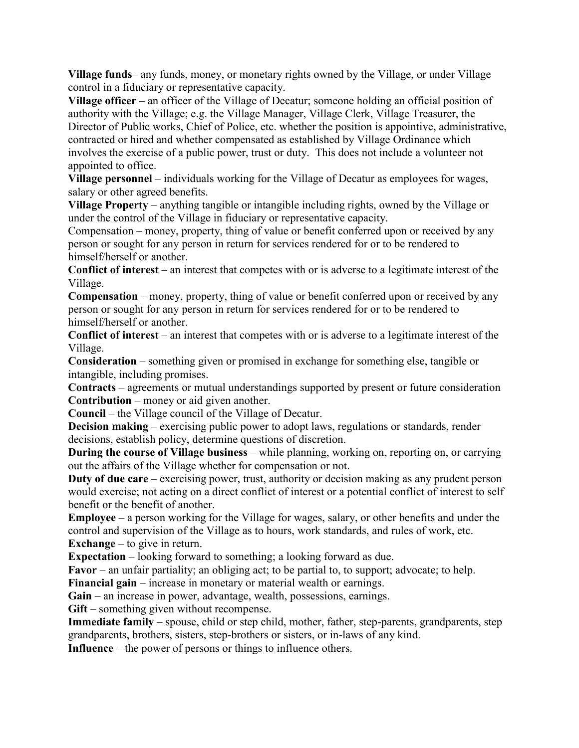**Village funds**– any funds, money, or monetary rights owned by the Village, or under Village control in a fiduciary or representative capacity.

**Village officer** – an officer of the Village of Decatur; someone holding an official position of authority with the Village; e.g. the Village Manager, Village Clerk, Village Treasurer, the Director of Public works, Chief of Police, etc. whether the position is appointive, administrative, contracted or hired and whether compensated as established by Village Ordinance which involves the exercise of a public power, trust or duty. This does not include a volunteer not appointed to office.

**Village personnel** – individuals working for the Village of Decatur as employees for wages, salary or other agreed benefits.

**Village Property** – anything tangible or intangible including rights, owned by the Village or under the control of the Village in fiduciary or representative capacity.

Compensation – money, property, thing of value or benefit conferred upon or received by any person or sought for any person in return for services rendered for or to be rendered to himself/herself or another.

**Conflict of interest** – an interest that competes with or is adverse to a legitimate interest of the Village.

**Compensation** – money, property, thing of value or benefit conferred upon or received by any person or sought for any person in return for services rendered for or to be rendered to himself/herself or another.

**Conflict of interest** – an interest that competes with or is adverse to a legitimate interest of the Village.

**Consideration** – something given or promised in exchange for something else, tangible or intangible, including promises.

**Contracts** – agreements or mutual understandings supported by present or future consideration

**Contribution** – money or aid given another.

**Council** – the Village council of the Village of Decatur.

**Decision making** – exercising public power to adopt laws, regulations or standards, render decisions, establish policy, determine questions of discretion.

**During the course of Village business** – while planning, working on, reporting on, or carrying out the affairs of the Village whether for compensation or not.

**Duty of due care** – exercising power, trust, authority or decision making as any prudent person would exercise; not acting on a direct conflict of interest or a potential conflict of interest to self benefit or the benefit of another.

**Employee** – a person working for the Village for wages, salary, or other benefits and under the control and supervision of the Village as to hours, work standards, and rules of work, etc.

**Exchange** – to give in return.

**Expectation** – looking forward to something; a looking forward as due.

**Favor** – an unfair partiality; an obliging act; to be partial to, to support; advocate; to help.

**Financial gain** – increase in monetary or material wealth or earnings.

**Gain** – an increase in power, advantage, wealth, possessions, earnings.

**Gift** – something given without recompense.

**Immediate family** – spouse, child or step child, mother, father, step-parents, grandparents, step grandparents, brothers, sisters, step-brothers or sisters, or in-laws of any kind.

**Influence** – the power of persons or things to influence others.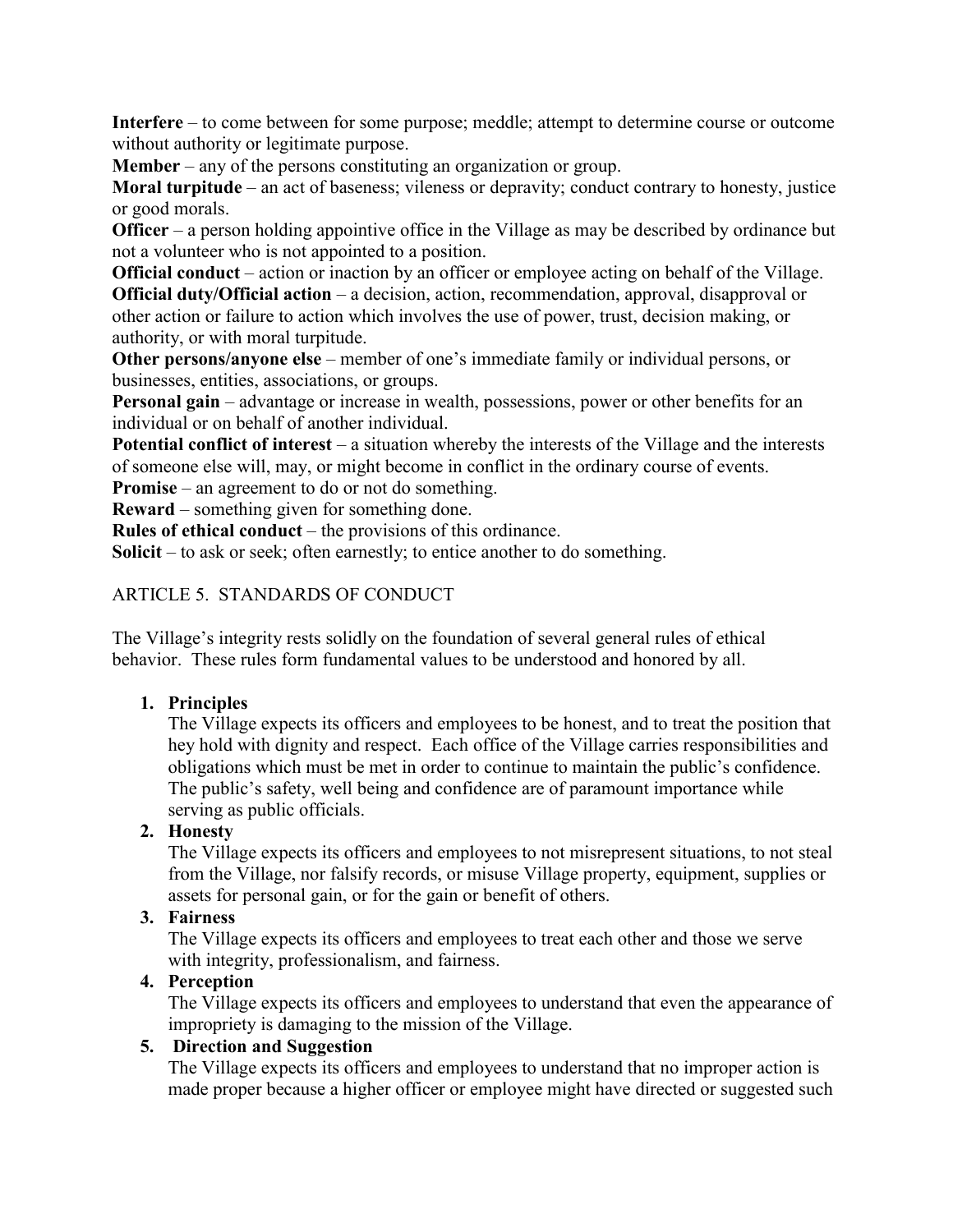**Interfere** – to come between for some purpose; meddle; attempt to determine course or outcome without authority or legitimate purpose.
**Member** – any of the persons constituting an organization or group.
**Moral turpitude** – an act of baseness; vileness or depravity; conduct contrary to honesty, justice or good morals.
**Officer** – a person holding appointive office in the Village as may be described by ordinance but not a volunteer who is not appointed to a position.
**Official conduct** – action or inaction by an officer or employee acting on behalf of the Village.
**Official duty/Official action** – a decision, action, recommendation, approval, disapproval or other action or failure to action which involves the use of power, trust, decision making, or authority, or with moral turpitude.
**Other persons/anyone else** – member of one's immediate family or individual persons, or businesses, entities, associations, or groups.
**Personal gain** – advantage or increase in wealth, possessions, power or other benefits for an individual or on behalf of another individual.
**Potential conflict of interest** – a situation whereby the interests of the Village and the interests of someone else will, may, or might become in conflict in the ordinary course of events.
**Promise** – an agreement to do or not do something.
**Reward** – something given for something done.
**Rules of ethical conduct** – the provisions of this ordinance.
**Solicit** – to ask or seek; often earnestly; to entice another to do something.

ARTICLE 5. STANDARDS OF CONDUCT

The Village's integrity rests solidly on the foundation of several general rules of ethical behavior. These rules form fundamental values to be understood and honored by all.

1. **Principles**
   The Village expects its officers and employees to be honest, and to treat the position that hey hold with dignity and respect. Each office of the Village carries responsibilities and obligations which must be met in order to continue to maintain the public's confidence. The public's safety, well being and confidence are of paramount importance while serving as public officials.
2. **Honesty**
   The Village expects its officers and employees to not misrepresent situations, to not steal from the Village, nor falsify records, or misuse Village property, equipment, supplies or assets for personal gain, or for the gain or benefit of others.
3. **Fairness**
   The Village expects its officers and employees to treat each other and those we serve with integrity, professionalism, and fairness.
4. **Perception**
   The Village expects its officers and employees to understand that even the appearance of impropriety is damaging to the mission of the Village.
5. **Direction and Suggestion**
   The Village expects its officers and employees to understand that no improper action is made proper because a higher officer or employee might have directed or suggested such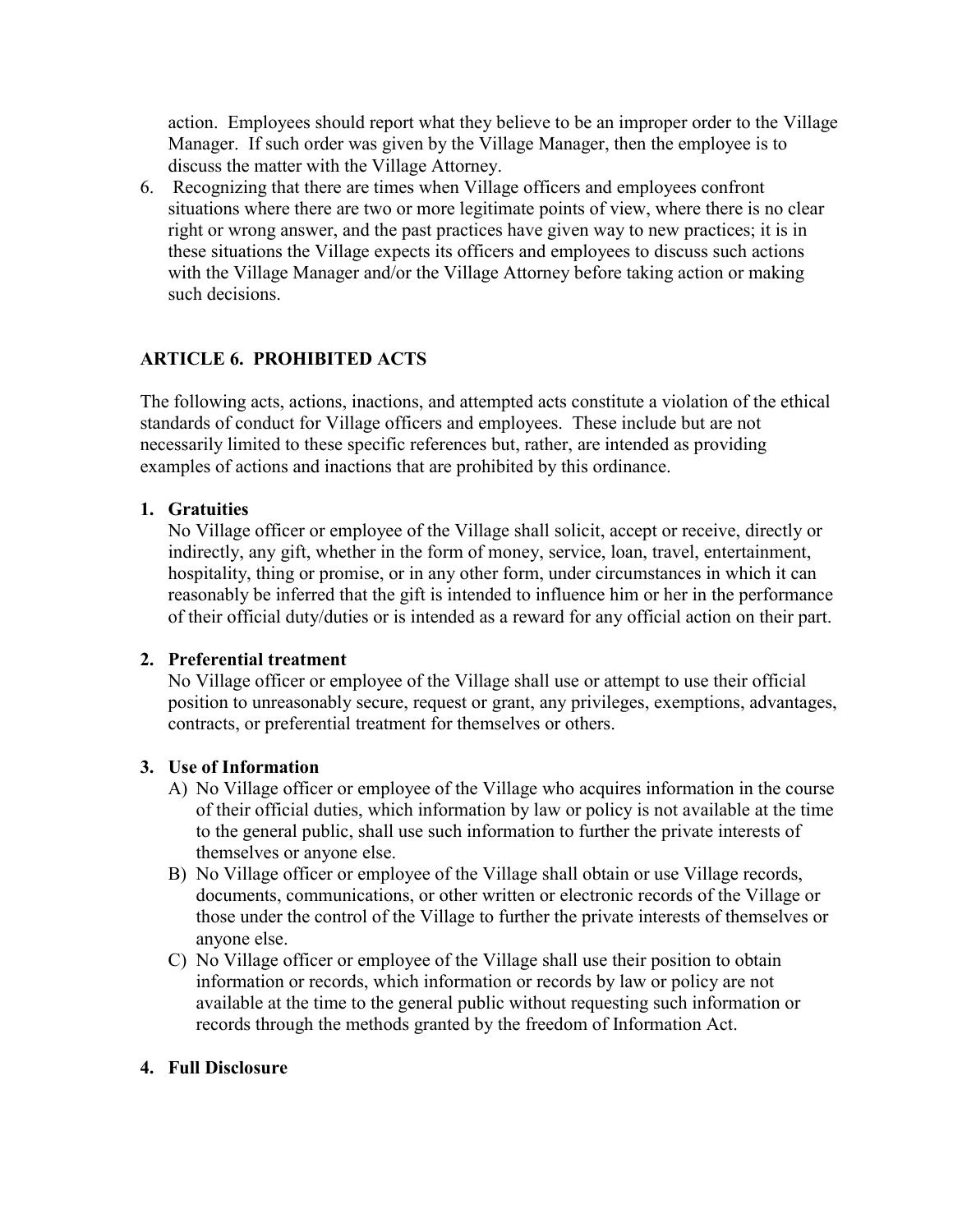action. Employees should report what they believe to be an improper order to the Village Manager. If such order was given by the Village Manager, then the employee is to discuss the matter with the Village Attorney.

6. Recognizing that there are times when Village officers and employees confront situations where there are two or more legitimate points of view, where there is no clear right or wrong answer, and the past practices have given way to new practices; it is in these situations the Village expects its officers and employees to discuss such actions with the Village Manager and/or the Village Attorney before taking action or making such decisions.

## ARTICLE 6. PROHIBITED ACTS

The following acts, actions, inactions, and attempted acts constitute a violation of the ethical standards of conduct for Village officers and employees. These include but are not necessarily limited to these specific references but, rather, are intended as providing examples of actions and inactions that are prohibited by this ordinance.

**1. Gratuities**

No Village officer or employee of the Village shall solicit, accept or receive, directly or indirectly, any gift, whether in the form of money, service, loan, travel, entertainment, hospitality, thing or promise, or in any other form, under circumstances in which it can reasonably be inferred that the gift is intended to influence him or her in the performance of their official duty/duties or is intended as a reward for any official action on their part.

**2. Preferential treatment**

No Village officer or employee of the Village shall use or attempt to use their official position to unreasonably secure, request or grant, any privileges, exemptions, advantages, contracts, or preferential treatment for themselves or others.

**3. Use of Information**

A) No Village officer or employee of the Village who acquires information in the course of their official duties, which information by law or policy is not available at the time to the general public, shall use such information to further the private interests of themselves or anyone else.

B) No Village officer or employee of the Village shall obtain or use Village records, documents, communications, or other written or electronic records of the Village or those under the control of the Village to further the private interests of themselves or anyone else.

C) No Village officer or employee of the Village shall use their position to obtain information or records, which information or records by law or policy are not available at the time to the general public without requesting such information or records through the methods granted by the freedom of Information Act.

**4. Full Disclosure**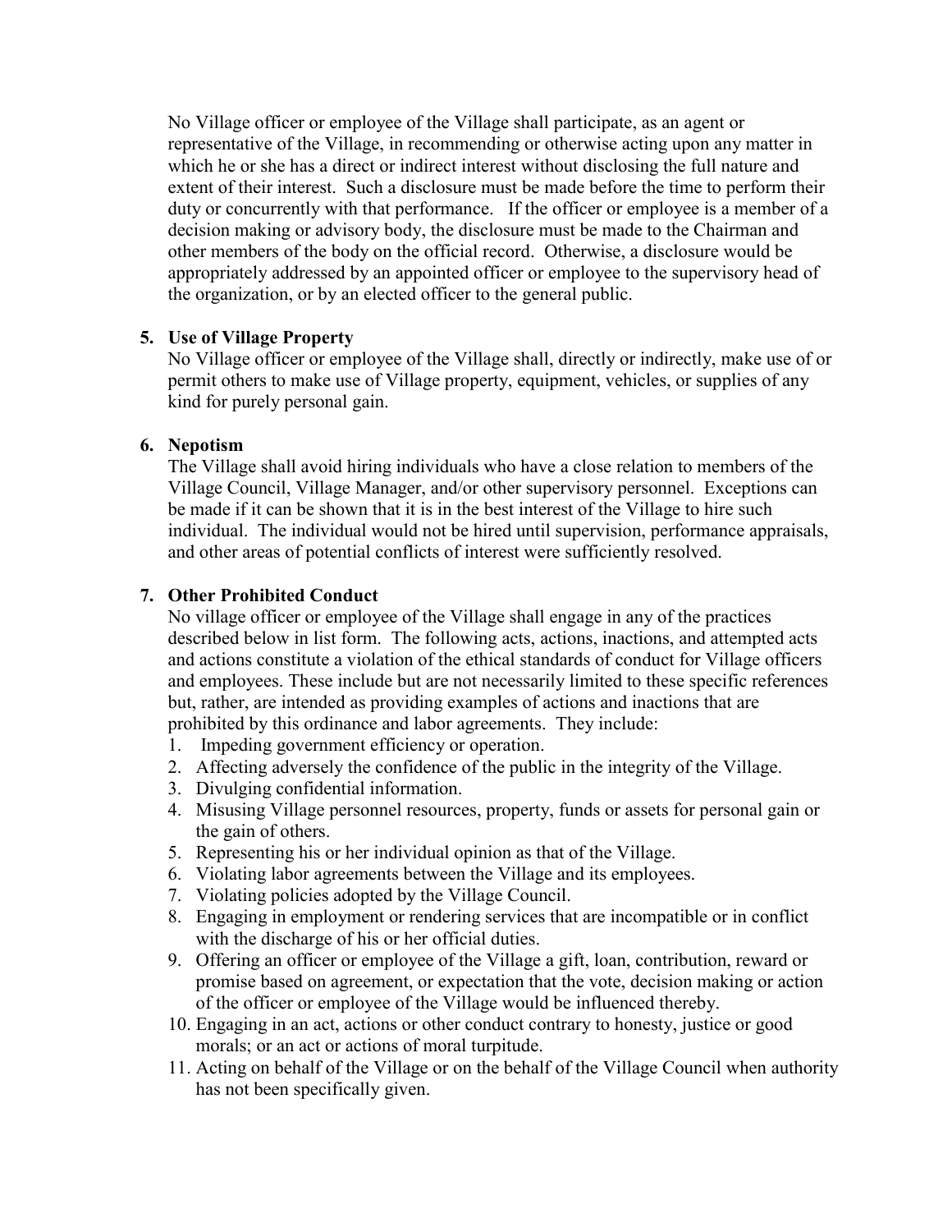No Village officer or employee of the Village shall participate, as an agent or representative of the Village, in recommending or otherwise acting upon any matter in which he or she has a direct or indirect interest without disclosing the full nature and extent of their interest. Such a disclosure must be made before the time to perform their duty or concurrently with that performance. If the officer or employee is a member of a decision making or advisory body, the disclosure must be made to the Chairman and other members of the body on the official record. Otherwise, a disclosure would be appropriately addressed by an appointed officer or employee to the supervisory head of the organization, or by an elected officer to the general public.

**5. Use of Village Property**

No Village officer or employee of the Village shall, directly or indirectly, make use of or permit others to make use of Village property, equipment, vehicles, or supplies of any kind for purely personal gain.

**6. Nepotism**

The Village shall avoid hiring individuals who have a close relation to members of the Village Council, Village Manager, and/or other supervisory personnel. Exceptions can be made if it can be shown that it is in the best interest of the Village to hire such individual. The individual would not be hired until supervision, performance appraisals, and other areas of potential conflicts of interest were sufficiently resolved.

**7. Other Prohibited Conduct**

No village officer or employee of the Village shall engage in any of the practices described below in list form. The following acts, actions, inactions, and attempted acts and actions constitute a violation of the ethical standards of conduct for Village officers and employees. These include but are not necessarily limited to these specific references but, rather, are intended as providing examples of actions and inactions that are prohibited by this ordinance and labor agreements. They include:

1. Impeding government efficiency or operation.
2. Affecting adversely the confidence of the public in the integrity of the Village.
3. Divulging confidential information.
4. Misusing Village personnel resources, property, funds or assets for personal gain or the gain of others.
5. Representing his or her individual opinion as that of the Village.
6. Violating labor agreements between the Village and its employees.
7. Violating policies adopted by the Village Council.
8. Engaging in employment or rendering services that are incompatible or in conflict with the discharge of his or her official duties.
9. Offering an officer or employee of the Village a gift, loan, contribution, reward or promise based on agreement, or expectation that the vote, decision making or action of the officer or employee of the Village would be influenced thereby.
10. Engaging in an act, actions or other conduct contrary to honesty, justice or good morals; or an act or actions of moral turpitude.
11. Acting on behalf of the Village or on the behalf of the Village Council when authority has not been specifically given.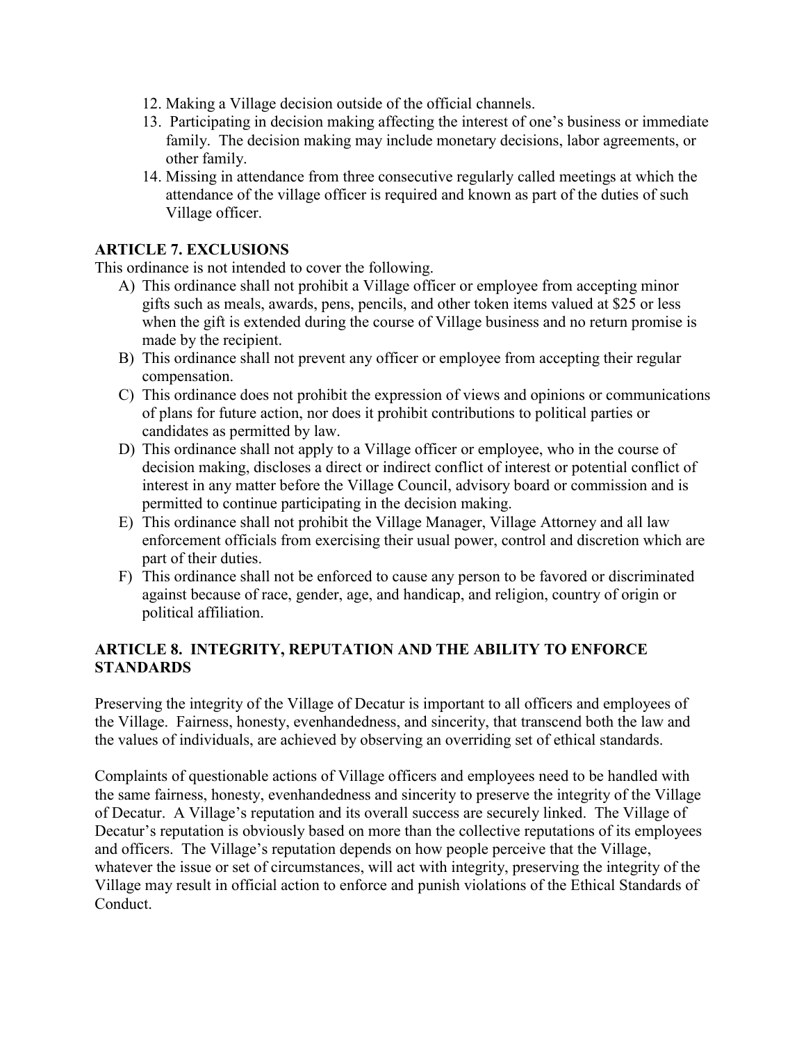12. Making a Village decision outside of the official channels.
13. Participating in decision making affecting the interest of one's business or immediate family. The decision making may include monetary decisions, labor agreements, or other family.
14. Missing in attendance from three consecutive regularly called meetings at which the attendance of the village officer is required and known as part of the duties of such Village officer.

## ARTICLE 7. EXCLUSIONS

This ordinance is not intended to cover the following.

A) This ordinance shall not prohibit a Village officer or employee from accepting minor gifts such as meals, awards, pens, pencils, and other token items valued at $25 or less when the gift is extended during the course of Village business and no return promise is made by the recipient.

B) This ordinance shall not prevent any officer or employee from accepting their regular compensation.

C) This ordinance does not prohibit the expression of views and opinions or communications of plans for future action, nor does it prohibit contributions to political parties or candidates as permitted by law.

D) This ordinance shall not apply to a Village officer or employee, who in the course of decision making, discloses a direct or indirect conflict of interest or potential conflict of interest in any matter before the Village Council, advisory board or commission and is permitted to continue participating in the decision making.

E) This ordinance shall not prohibit the Village Manager, Village Attorney and all law enforcement officials from exercising their usual power, control and discretion which are part of their duties.

F) This ordinance shall not be enforced to cause any person to be favored or discriminated against because of race, gender, age, and handicap, and religion, country of origin or political affiliation.

## ARTICLE 8. INTEGRITY, REPUTATION AND THE ABILITY TO ENFORCE STANDARDS

Preserving the integrity of the Village of Decatur is important to all officers and employees of the Village. Fairness, honesty, evenhandedness, and sincerity, that transcend both the law and the values of individuals, are achieved by observing an overriding set of ethical standards.

Complaints of questionable actions of Village officers and employees need to be handled with the same fairness, honesty, evenhandedness and sincerity to preserve the integrity of the Village of Decatur. A Village's reputation and its overall success are securely linked. The Village of Decatur's reputation is obviously based on more than the collective reputations of its employees and officers. The Village's reputation depends on how people perceive that the Village, whatever the issue or set of circumstances, will act with integrity, preserving the integrity of the Village may result in official action to enforce and punish violations of the Ethical Standards of Conduct.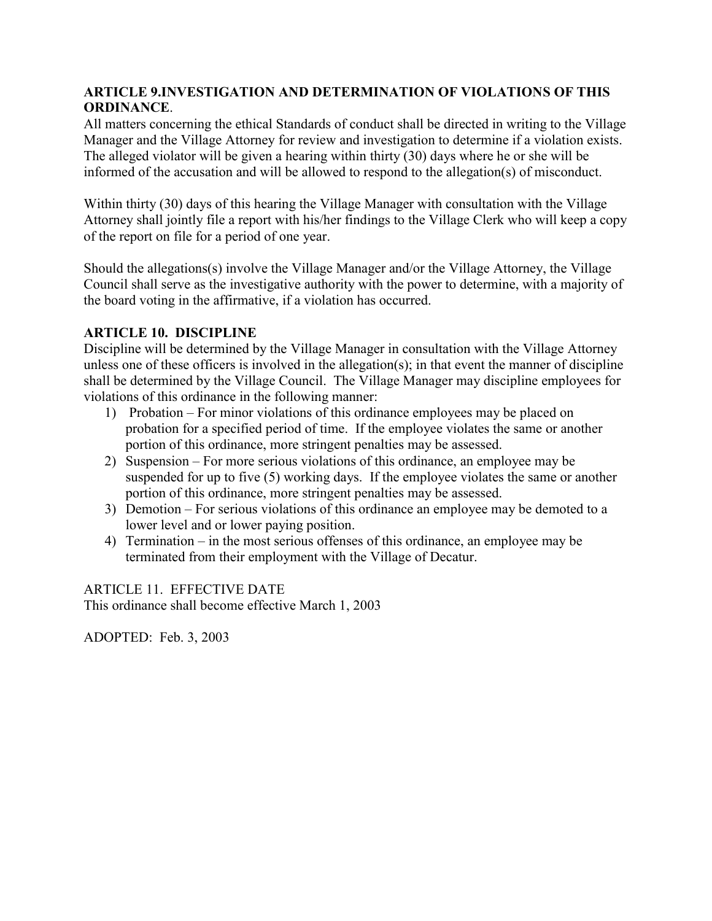**ARTICLE 9.INVESTIGATION AND DETERMINATION OF VIOLATIONS OF THIS ORDINANCE**.

All matters concerning the ethical Standards of conduct shall be directed in writing to the Village Manager and the Village Attorney for review and investigation to determine if a violation exists. The alleged violator will be given a hearing within thirty (30) days where he or she will be informed of the accusation and will be allowed to respond to the allegation(s) of misconduct.

Within thirty (30) days of this hearing the Village Manager with consultation with the Village Attorney shall jointly file a report with his/her findings to the Village Clerk who will keep a copy of the report on file for a period of one year.

Should the allegations(s) involve the Village Manager and/or the Village Attorney, the Village Council shall serve as the investigative authority with the power to determine, with a majority of the board voting in the affirmative, if a violation has occurred.

**ARTICLE 10. DISCIPLINE**

Discipline will be determined by the Village Manager in consultation with the Village Attorney unless one of these officers is involved in the allegation(s); in that event the manner of discipline shall be determined by the Village Council. The Village Manager may discipline employees for violations of this ordinance in the following manner:

1) Probation – For minor violations of this ordinance employees may be placed on probation for a specified period of time. If the employee violates the same or another portion of this ordinance, more stringent penalties may be assessed.
2) Suspension – For more serious violations of this ordinance, an employee may be suspended for up to five (5) working days. If the employee violates the same or another portion of this ordinance, more stringent penalties may be assessed.
3) Demotion – For serious violations of this ordinance an employee may be demoted to a lower level and or lower paying position.
4) Termination – in the most serious offenses of this ordinance, an employee may be terminated from their employment with the Village of Decatur.

ARTICLE 11. EFFECTIVE DATE

This ordinance shall become effective March 1, 2003

ADOPTED: Feb. 3, 2003